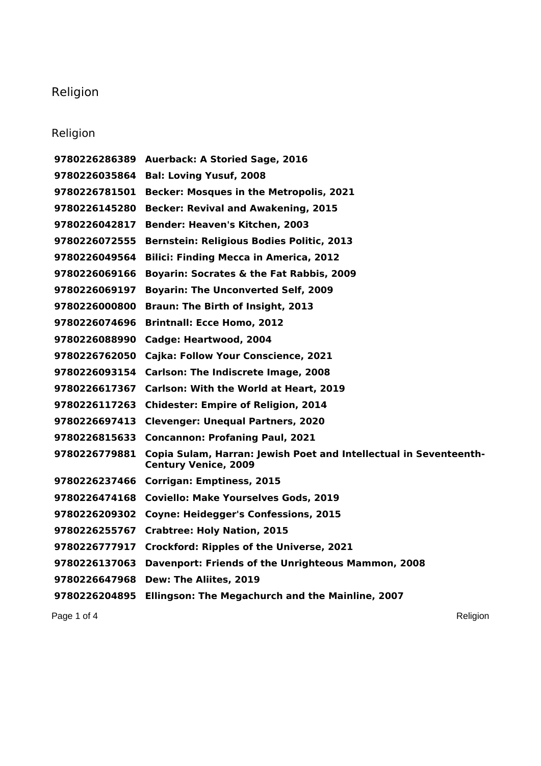# Religion

## Religion

| | |
|---|---|
| **9780226286389** | **Auerback: A Storied Sage, 2016** |
| **9780226035864** | **Bal: Loving Yusuf, 2008** |
| **9780226781501** | **Becker: Mosques in the Metropolis, 2021** |
| **9780226145280** | **Becker: Revival and Awakening, 2015** |
| **9780226042817** | **Bender: Heaven's Kitchen, 2003** |
| **9780226072555** | **Bernstein: Religious Bodies Politic, 2013** |
| **9780226049564** | **Bilici: Finding Mecca in America, 2012** |
| **9780226069166** | **Boyarin: Socrates & the Fat Rabbis, 2009** |
| **9780226069197** | **Boyarin: The Unconverted Self, 2009** |
| **9780226000800** | **Braun: The Birth of Insight, 2013** |
| **9780226074696** | **Brintnall: Ecce Homo, 2012** |
| **9780226088990** | **Cadge: Heartwood, 2004** |
| **9780226762050** | **Cajka: Follow Your Conscience, 2021** |
| **9780226093154** | **Carlson: The Indiscrete Image, 2008** |
| **9780226617367** | **Carlson: With the World at Heart, 2019** |
| **9780226117263** | **Chidester: Empire of Religion, 2014** |
| **9780226697413** | **Clevenger: Unequal Partners, 2020** |
| **9780226815633** | **Concannon: Profaning Paul, 2021** |
| **9780226779881** | **Copia Sulam, Harran: Jewish Poet and Intellectual in Seventeenth-Century Venice, 2009** |
| **9780226237466** | **Corrigan: Emptiness, 2015** |
| **9780226474168** | **Coviello: Make Yourselves Gods, 2019** |
| **9780226209302** | **Coyne: Heidegger's Confessions, 2015** |
| **9780226255767** | **Crabtree: Holy Nation, 2015** |
| **9780226777917** | **Crockford: Ripples of the Universe, 2021** |
| **9780226137063** | **Davenport: Friends of the Unrighteous Mammon, 2008** |
| **9780226647968** | **Dew: The Aliites, 2019** |
| **9780226204895** | **Ellingson: The Megachurch and the Mainline, 2007** |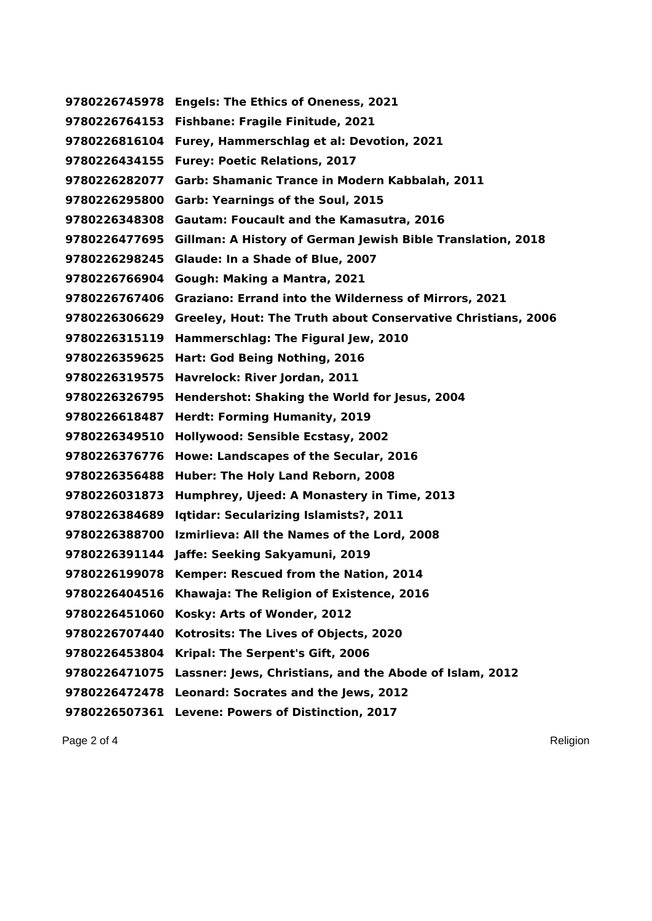**9780226745978 Engels: The Ethics of Oneness, 2021**
**9780226764153 Fishbane: Fragile Finitude, 2021**
**9780226816104 Furey, Hammerschlag et al: Devotion, 2021**
**9780226434155 Furey: Poetic Relations, 2017**
**9780226282077 Garb: Shamanic Trance in Modern Kabbalah, 2011**
**9780226295800 Garb: Yearnings of the Soul, 2015**
**9780226348308 Gautam: Foucault and the Kamasutra, 2016**
**9780226477695 Gillman: A History of German Jewish Bible Translation, 2018**
**9780226298245 Glaude: In a Shade of Blue, 2007**
**9780226766904 Gough: Making a Mantra, 2021**
**9780226767406 Graziano: Errand into the Wilderness of Mirrors, 2021**
**9780226306629 Greeley, Hout: The Truth about Conservative Christians, 2006**
**9780226315119 Hammerschlag: The Figural Jew, 2010**
**9780226359625 Hart: God Being Nothing, 2016**
**9780226319575 Havrelock: River Jordan, 2011**
**9780226326795 Hendershot: Shaking the World for Jesus, 2004**
**9780226618487 Herdt: Forming Humanity, 2019**
**9780226349510 Hollywood: Sensible Ecstasy, 2002**
**9780226376776 Howe: Landscapes of the Secular, 2016**
**9780226356488 Huber: The Holy Land Reborn, 2008**
**9780226031873 Humphrey, Ujeed: A Monastery in Time, 2013**
**9780226384689 Iqtidar: Secularizing Islamists?, 2011**
**9780226388700 Izmirlieva: All the Names of the Lord, 2008**
**9780226391144 Jaffe: Seeking Sakyamuni, 2019**
**9780226199078 Kemper: Rescued from the Nation, 2014**
**9780226404516 Khawaja: The Religion of Existence, 2016**
**9780226451060 Kosky: Arts of Wonder, 2012**
**9780226707440 Kotrosits: The Lives of Objects, 2020**
**9780226453804 Kripal: The Serpent's Gift, 2006**
**9780226471075 Lassner: Jews, Christians, and the Abode of Islam, 2012**
**9780226472478 Leonard: Socrates and the Jews, 2012**
**9780226507361 Levene: Powers of Distinction, 2017**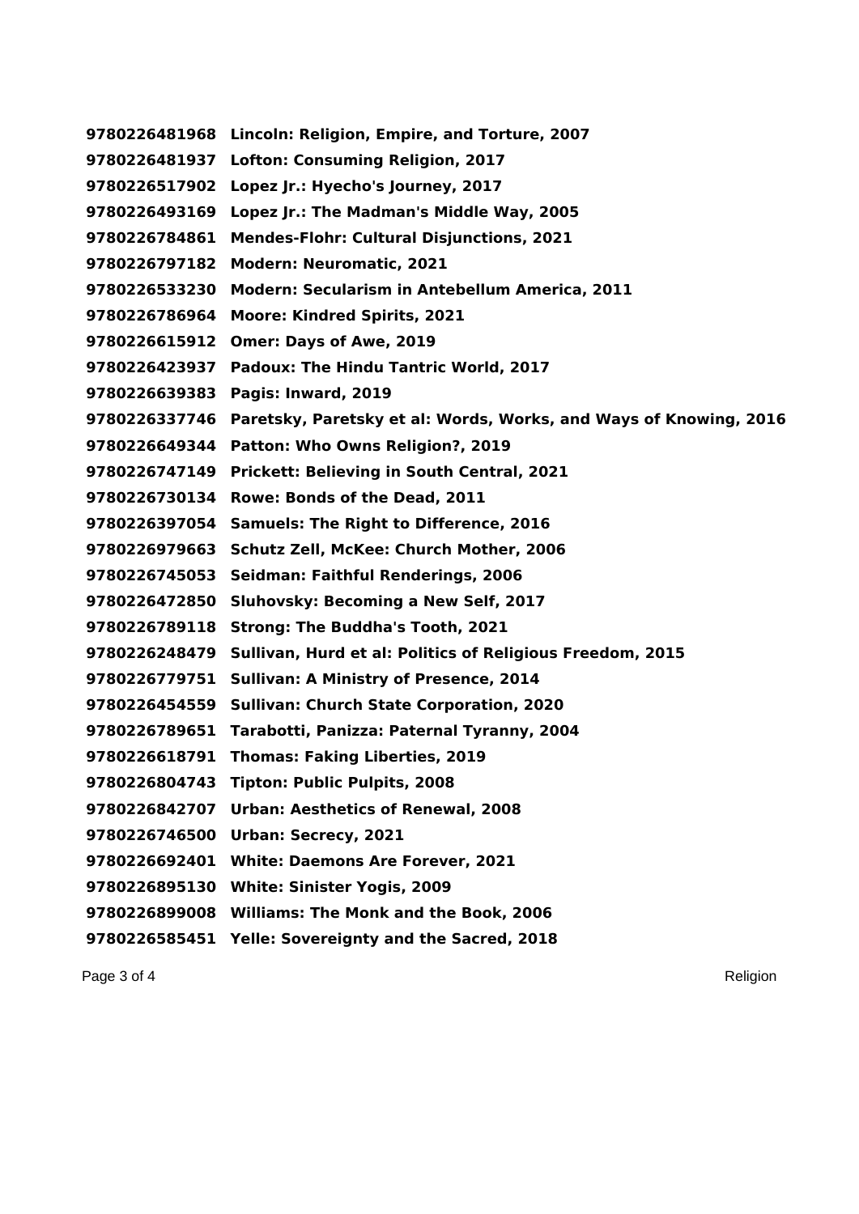**9780226481968 Lincoln: Religion, Empire, and Torture, 2007**
**9780226481937 Lofton: Consuming Religion, 2017**
**9780226517902 Lopez Jr.: Hyecho's Journey, 2017**
**9780226493169 Lopez Jr.: The Madman's Middle Way, 2005**
**9780226784861 Mendes-Flohr: Cultural Disjunctions, 2021**
**9780226797182 Modern: Neuromatic, 2021**
**9780226533230 Modern: Secularism in Antebellum America, 2011**
**9780226786964 Moore: Kindred Spirits, 2021**
**9780226615912 Omer: Days of Awe, 2019**
**9780226423937 Padoux: The Hindu Tantric World, 2017**
**9780226639383 Pagis: Inward, 2019**
**9780226337746 Paretsky, Paretsky et al: Words, Works, and Ways of Knowing, 2016**
**9780226649344 Patton: Who Owns Religion?, 2019**
**9780226747149 Prickett: Believing in South Central, 2021**
**9780226730134 Rowe: Bonds of the Dead, 2011**
**9780226397054 Samuels: The Right to Difference, 2016**
**9780226979663 Schutz Zell, McKee: Church Mother, 2006**
**9780226745053 Seidman: Faithful Renderings, 2006**
**9780226472850 Sluhovsky: Becoming a New Self, 2017**
**9780226789118 Strong: The Buddha's Tooth, 2021**
**9780226248479 Sullivan, Hurd et al: Politics of Religious Freedom, 2015**
**9780226779751 Sullivan: A Ministry of Presence, 2014**
**9780226454559 Sullivan: Church State Corporation, 2020**
**9780226789651 Tarabotti, Panizza: Paternal Tyranny, 2004**
**9780226618791 Thomas: Faking Liberties, 2019**
**9780226804743 Tipton: Public Pulpits, 2008**
**9780226842707 Urban: Aesthetics of Renewal, 2008**
**9780226746500 Urban: Secrecy, 2021**
**9780226692401 White: Daemons Are Forever, 2021**
**9780226895130 White: Sinister Yogis, 2009**
**9780226899008 Williams: The Monk and the Book, 2006**
**9780226585451 Yelle: Sovereignty and the Sacred, 2018**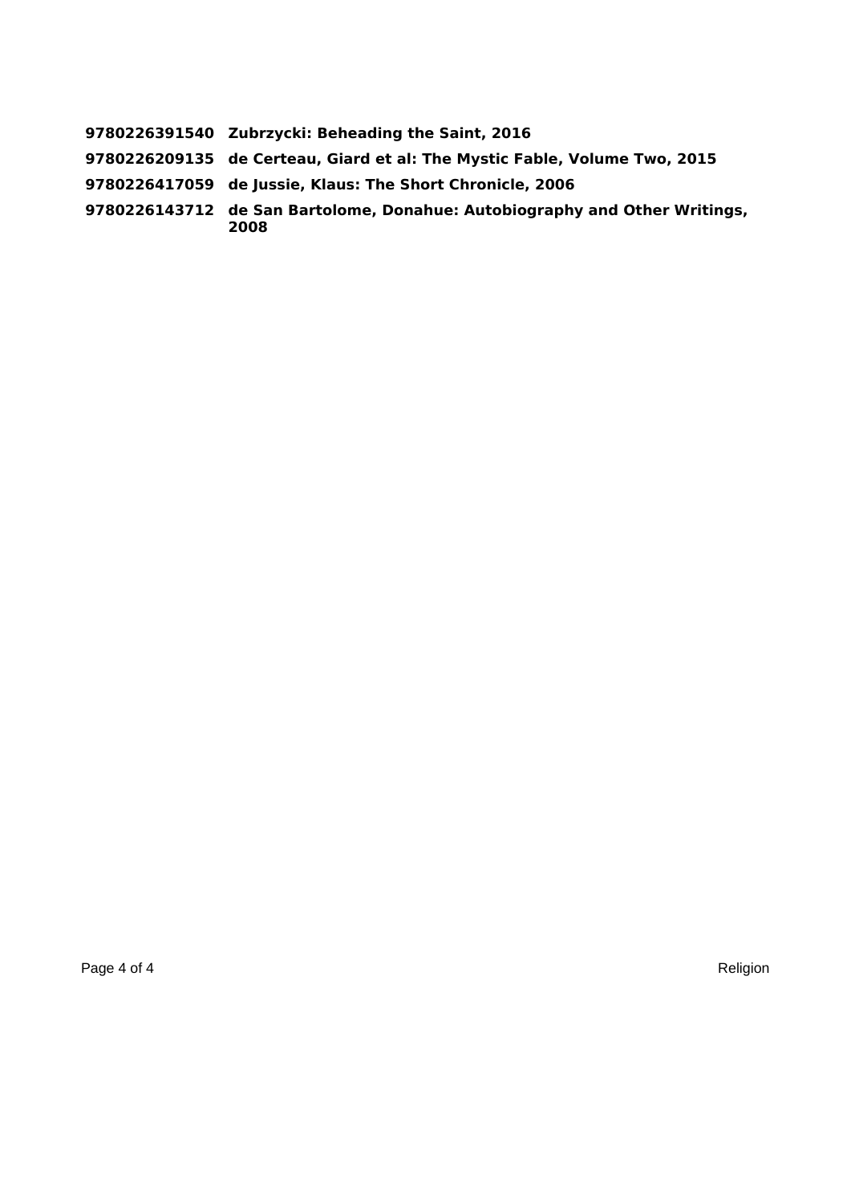**9780226391540 Zubrzycki: Beheading the Saint, 2016**

**9780226209135 de Certeau, Giard et al: The Mystic Fable, Volume Two, 2015**

**9780226417059 de Jussie, Klaus: The Short Chronicle, 2006**

**9780226143712 de San Bartolome, Donahue: Autobiography and Other Writings, 2008**